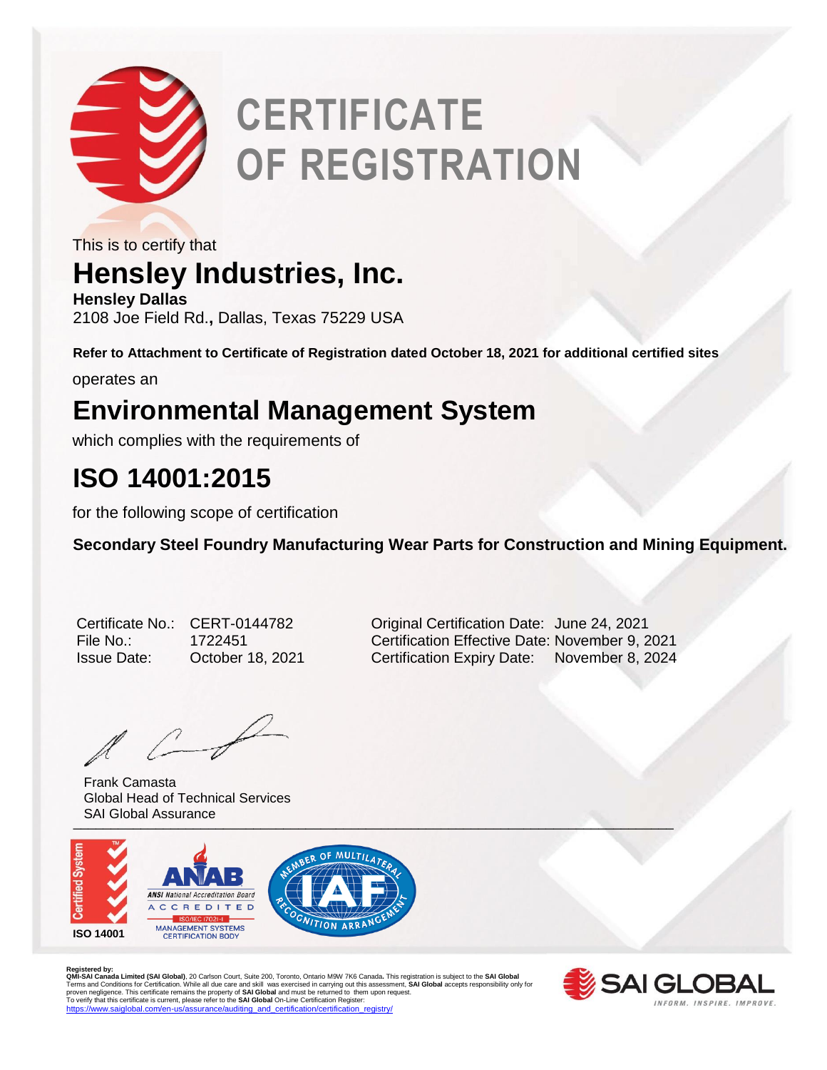# CERTIFICATE OF REGISTRATION

This is to certify that

## Hensley Industries, Inc.

**Hensley Dallas**
2108 Joe Field Rd., Dallas, Texas 75229 USA

**Refer to Attachment to Certificate of Registration dated October 18, 2021 for additional certified sites**

operates an

## Environmental Management System

which complies with the requirements of

## ISO 14001:2015

for the following scope of certification

**Secondary Steel Foundry Manufacturing Wear Parts for Construction and Mining Equipment.**

| | | | |
|---|---|---|---|
| Certificate No.: | CERT-0144782 | Original Certification Date: | June 24, 2021 |
| File No.: | 1722451 | Certification Effective Date: | November 9, 2021 |
| Issue Date: | October 18, 2021 | Certification Expiry Date: | November 8, 2024 |

Frank Camasta
Global Head of Technical Services
SAI Global Assurance

Certified System ISO 14001

ANAB ANSI National Accreditation Board ACCREDITED ISO/IEC 17021-1 MANAGEMENT SYSTEMS CERTIFICATION BODY

MEMBER OF MULTILATERAL RECOGNITION ARRANGEMENT IAF

**Registered by:**
**QMI-SAI Canada Limited (SAI Global)**, 20 Carlson Court, Suite 200, Toronto, Ontario M9W 7K6 Canada**.** This registration is subject to the **SAI Global** Terms and Conditions for Certification. While all due care and skill was exercised in carrying out this assessment, **SAI Global** accepts responsibility only for proven negligence. This certificate remains the property of **SAI Global** and must be returned to them upon request.
To verify that this certificate is current, please refer to the **SAI Global** On-Line Certification Register:
https://www.saiglobal.com/en-us/assurance/auditing_and_certification/certification_registry/

SAI GLOBAL INFORM. INSPIRE. IMPROVE.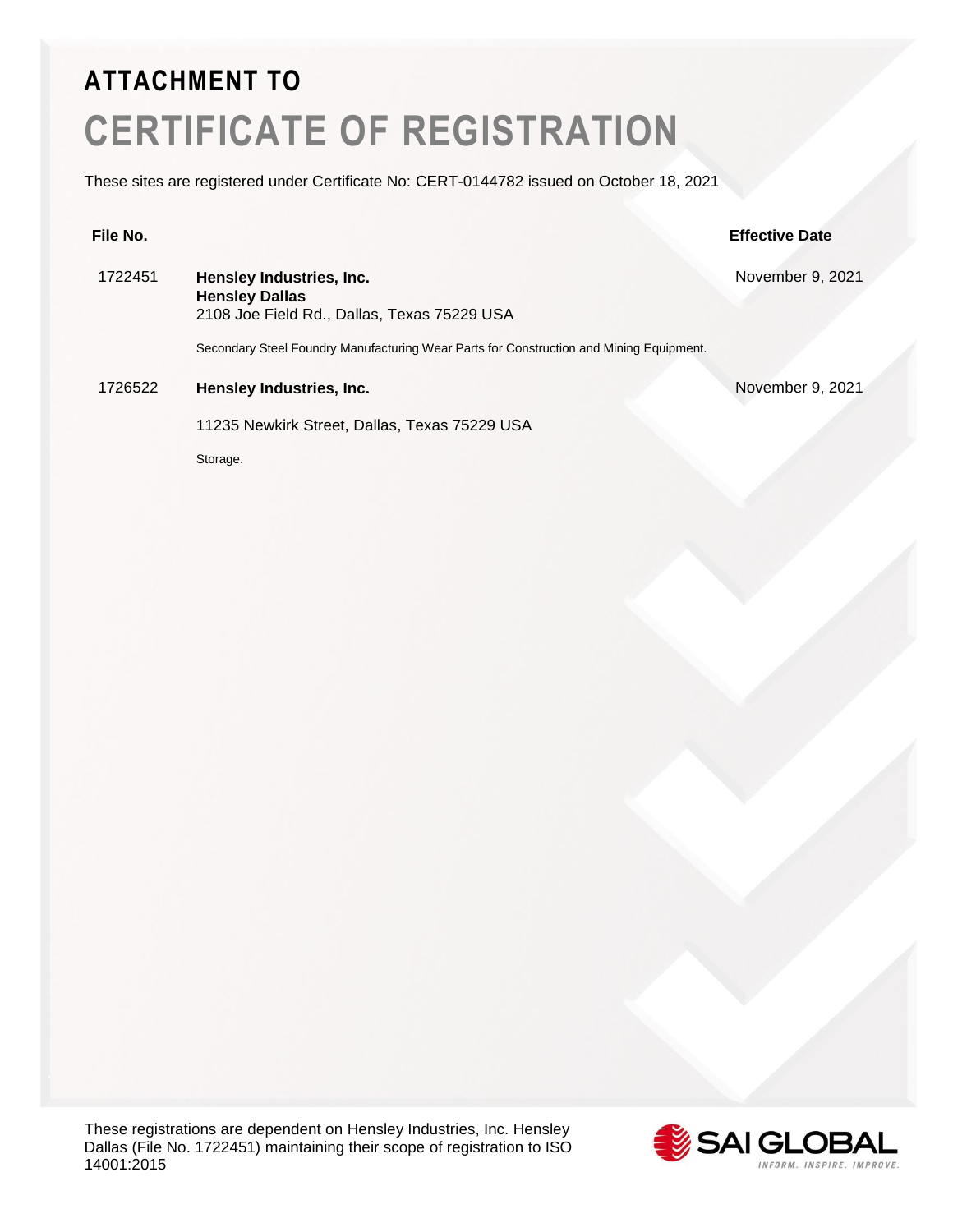## ATTACHMENT TO

# CERTIFICATE OF REGISTRATION

These sites are registered under Certificate No: CERT-0144782 issued on October 18, 2021

| File No. | | Effective Date |
| --- | --- | --- |
| 1722451 | **Hensley Industries, Inc.**<br>**Hensley Dallas**<br>2108 Joe Field Rd., Dallas, Texas 75229 USA<br><br>Secondary Steel Foundry Manufacturing Wear Parts for Construction and Mining Equipment. | November 9, 2021 |
| 1726522 | **Hensley Industries, Inc.**<br><br>11235 Newkirk Street, Dallas, Texas 75229 USA<br><br>Storage. | November 9, 2021 |

These registrations are dependent on Hensley Industries, Inc. Hensley Dallas (File No. 1722451) maintaining their scope of registration to ISO 14001:2015

SAI GLOBAL
INFORM. INSPIRE. IMPROVE.